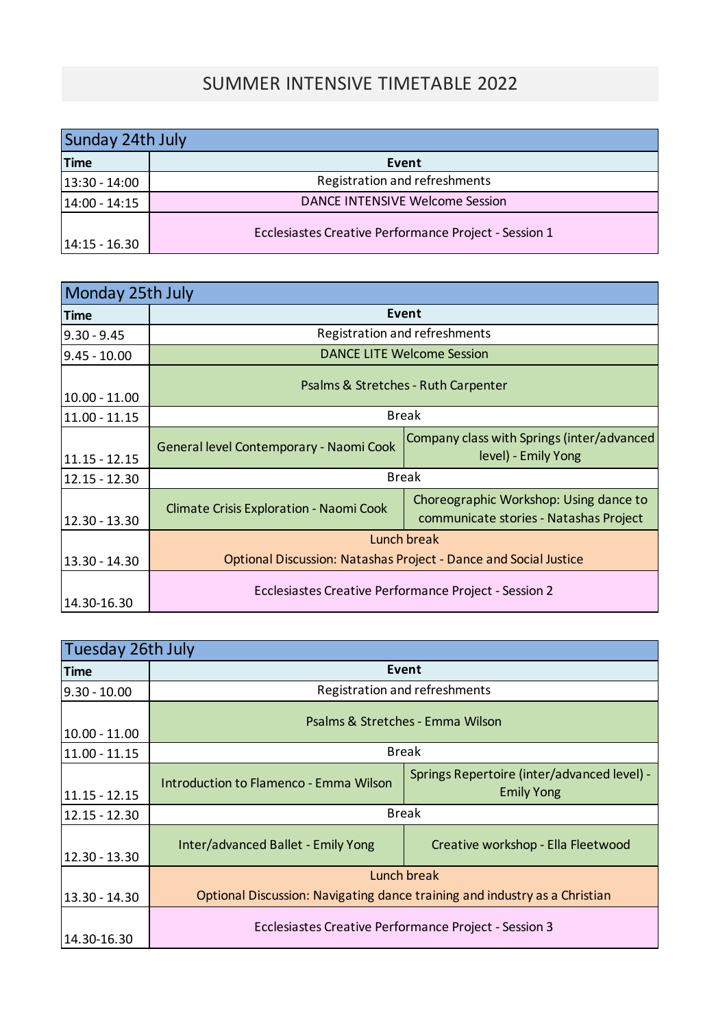# SUMMER INTENSIVE TIMETABLE 2022

## Sunday 24th July

| Time | Event |
|---|---|
| 13:30 - 14:00 | Registration and refreshments |
| 14:00 - 14:15 | DANCE INTENSIVE Welcome Session |
| 14:15 - 16.30 | Ecclesiastes Creative Performance Project - Session 1 |

## Monday 25th July

| Time | Event | |
|---|---|---|
| 9.30 - 9.45 | Registration and refreshments | |
| 9.45 - 10.00 | DANCE LITE Welcome Session | |
| 10.00 - 11.00 | Psalms & Stretches - Ruth Carpenter | |
| 11.00 - 11.15 | Break | |
| 11.15 - 12.15 | General level Contemporary - Naomi Cook | Company class with Springs (inter/advanced level) - Emily Yong |
| 12.15 - 12.30 | Break | |
| 12.30 - 13.30 | Climate Crisis Exploration - Naomi Cook | Choreographic Workshop: Using dance to communicate stories - Natashas Project |
| 13.30 - 14.30 | Lunch break<br>Optional Discussion: Natashas Project - Dance and Social Justice | |
| 14.30-16.30 | Ecclesiastes Creative Performance Project - Session 2 | |

## Tuesday 26th July

| Time | Event | |
|---|---|---|
| 9.30 - 10.00 | Registration and refreshments | |
| 10.00 - 11.00 | Psalms & Stretches - Emma Wilson | |
| 11.00 - 11.15 | Break | |
| 11.15 - 12.15 | Introduction to Flamenco - Emma Wilson | Springs Repertoire (inter/advanced level) - Emily Yong |
| 12.15 - 12.30 | Break | |
| 12.30 - 13.30 | Inter/advanced Ballet - Emily Yong | Creative workshop - Ella Fleetwood |
| 13.30 - 14.30 | Lunch break<br>Optional Discussion: Navigating dance training and industry as a Christian | |
| 14.30-16.30 | Ecclesiastes Creative Performance Project - Session 3 | |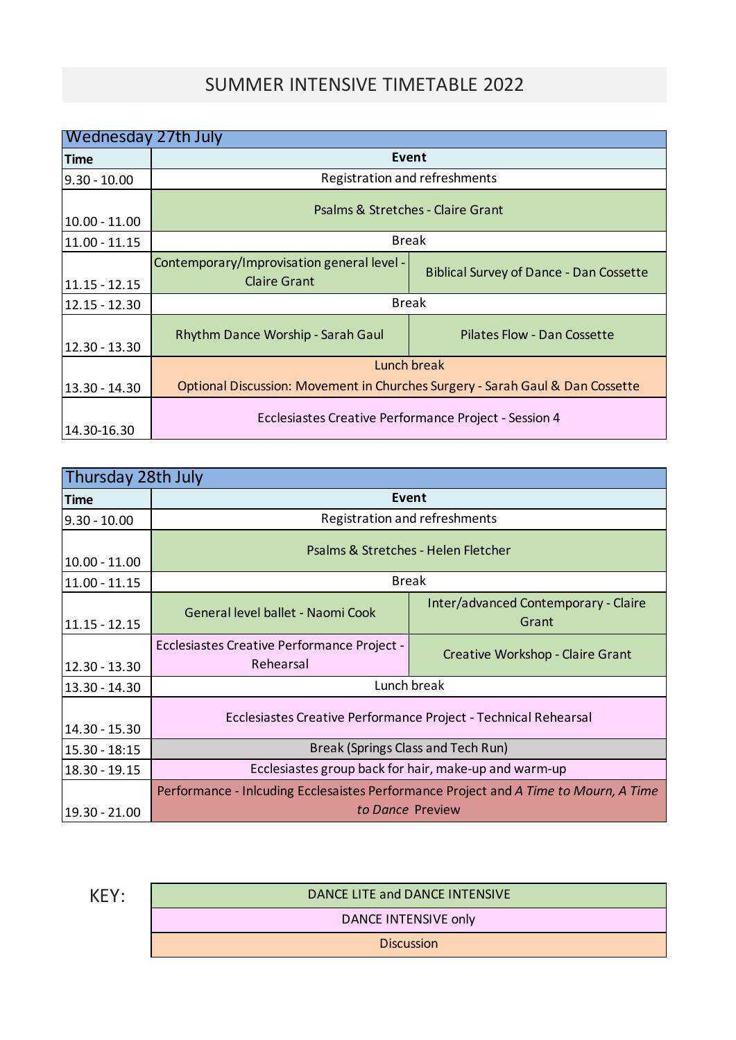# SUMMER INTENSIVE TIMETABLE 2022

## Wednesday 27th July

| Time | Event | |
|---|---|---|
| 9.30 - 10.00 | Registration and refreshments | |
| 10.00 - 11.00 | Psalms & Stretches - Claire Grant | |
| 11.00 - 11.15 | Break | |
| 11.15 - 12.15 | Contemporary/Improvisation general level - Claire Grant | Biblical Survey of Dance - Dan Cossette |
| 12.15 - 12.30 | Break | |
| 12.30 - 13.30 | Rhythm Dance Worship - Sarah Gaul | Pilates Flow - Dan Cossette |
| 13.30 - 14.30 | Lunch break<br>Optional Discussion: Movement in Churches Surgery - Sarah Gaul & Dan Cossette | |
| 14.30-16.30 | Ecclesiastes Creative Performance Project - Session 4 | |

## Thursday 28th July

| Time | Event | |
|---|---|---|
| 9.30 - 10.00 | Registration and refreshments | |
| 10.00 - 11.00 | Psalms & Stretches - Helen Fletcher | |
| 11.00 - 11.15 | Break | |
| 11.15 - 12.15 | General level ballet - Naomi Cook | Inter/advanced Contemporary - Claire Grant |
| 12.30 - 13.30 | Ecclesiastes Creative Performance Project - Rehearsal | Creative Workshop - Claire Grant |
| 13.30 - 14.30 | Lunch break | |
| 14.30 - 15.30 | Ecclesiastes Creative Performance Project - Technical Rehearsal | |
| 15.30 - 18:15 | Break (Springs Class and Tech Run) | |
| 18.30 - 19.15 | Ecclesiastes group back for hair, make-up and warm-up | |
| 19.30 - 21.00 | Performance - Inlcuding Ecclesaistes Performance Project and *A Time to Mourn, A Time to Dance* Preview | |

KEY:

| |
|---|
| DANCE LITE and DANCE INTENSIVE |
| DANCE INTENSIVE only |
| Discussion |